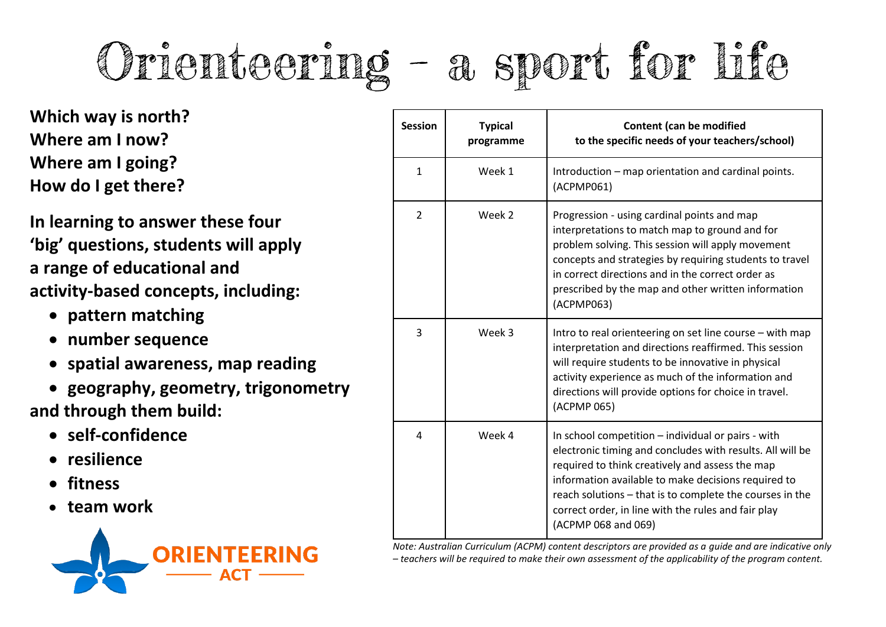# Orienteering – a sport for life

**Which way is north?**
**Where am I now?**
**Where am I going?**
**How do I get there?**

**In learning to answer these four 'big' questions, students will apply a range of educational and activity-based concepts, including:**

- **pattern matching**
- **number sequence**
- **spatial awareness, map reading**
- **geography, geometry, trigonometry**

**and through them build:**

- **self-confidence**
- **resilience**
- **fitness**
- **team work**

ORIENTEERING ACT

| Session | Typical programme | Content (can be modified to the specific needs of your teachers/school) |
|---|---|---|
| 1 | Week 1 | Introduction – map orientation and cardinal points. (ACPMP061) |
| 2 | Week 2 | Progression - using cardinal points and map interpretations to match map to ground and for problem solving. This session will apply movement concepts and strategies by requiring students to travel in correct directions and in the correct order as prescribed by the map and other written information (ACPMP063) |
| 3 | Week 3 | Intro to real orienteering on set line course – with map interpretation and directions reaffirmed. This session will require students to be innovative in physical activity experience as much of the information and directions will provide options for choice in travel. (ACPMP 065) |
| 4 | Week 4 | In school competition – individual or pairs - with electronic timing and concludes with results. All will be required to think creatively and assess the map information available to make decisions required to reach solutions – that is to complete the courses in the correct order, in line with the rules and fair play (ACPMP 068 and 069) |

*Note: Australian Curriculum (ACPM) content descriptors are provided as a guide and are indicative only – teachers will be required to make their own assessment of the applicability of the program content.*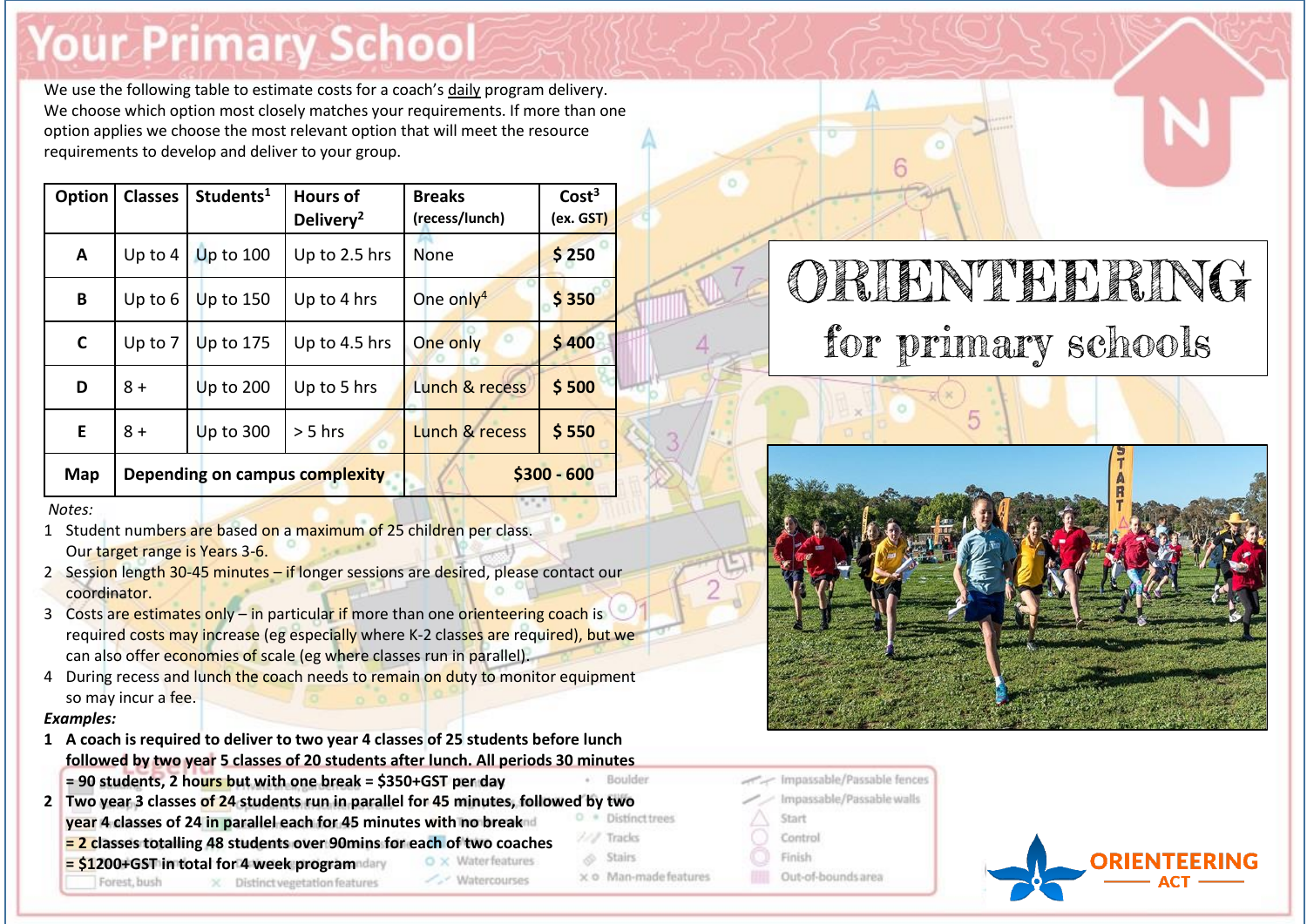# Your Primary School

We use the following table to estimate costs for a coach's daily program delivery. We choose which option most closely matches your requirements. If more than one option applies we choose the most relevant option that will meet the resource requirements to develop and deliver to your group.

| Option | Classes | Students[1] | Hours of Delivery[2] | Breaks (recess/lunch) | Cost[3] (ex. GST) |
|---|---|---|---|---|---|
| A | Up to 4 | Up to 100 | Up to 2.5 hrs | None | $ 250 |
| B | Up to 6 | Up to 150 | Up to 4 hrs | One only[4] | $ 350 |
| C | Up to 7 | Up to 175 | Up to 4.5 hrs | One only | $ 400 |
| D | 8 + | Up to 200 | Up to 5 hrs | Lunch & recess | $ 500 |
| E | 8 + | Up to 300 | > 5 hrs | Lunch & recess | $ 550 |
| Map | Depending on campus complexity | | | $300 - 600 | |

*Notes:*

1. Student numbers are based on a maximum of 25 children per class. Our target range is Years 3-6.
2. Session length 30-45 minutes – if longer sessions are desired, please contact our coordinator.
3. Costs are estimates only – in particular if more than one orienteering coach is required costs may increase (eg especially where K-2 classes are required), but we can also offer economies of scale (eg where classes run in parallel).
4. During recess and lunch the coach needs to remain on duty to monitor equipment so may incur a fee.

***Examples:***

1. **A coach is required to deliver to two year 4 classes of 25 students before lunch followed by two year 5 classes of 20 students after lunch. All periods 30 minutes = 90 students, 2 hours but with one break = $350+GST per day**
2. **Two year 3 classes of 24 students run in parallel for 45 minutes, followed by two year 4 classes of 24 in parallel each for 45 minutes with no break = 2 classes totalling 48 students over 90mins for each of two coaches = $1200+GST in total for 4 week program**

# ORIENTEERING for primary schools

ORIENTEERING ACT